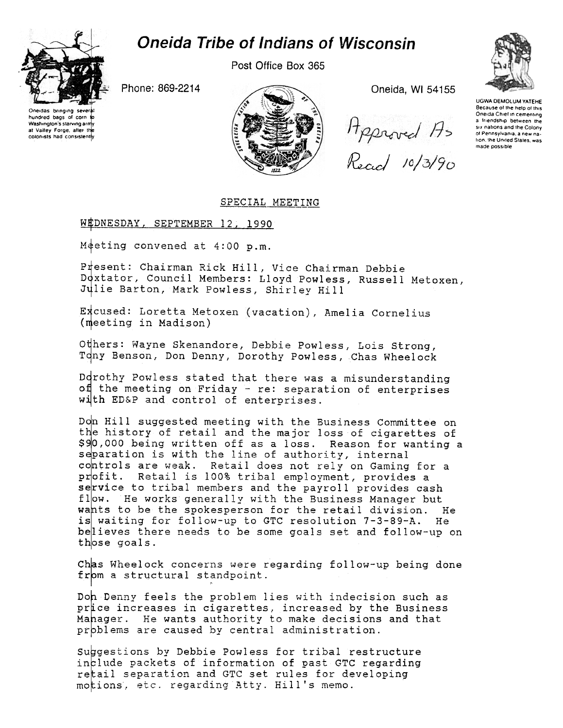# Oneida Tribe of Indians of Wisconsin

Post Office Box 365

Phone: 869-2214

Oneida, WI 54155

Oneidas bringing several hundred bags of corn to Washington's starving army at Valley Forge, after the colonists had consistently

UGWA DEMOLUM YATEHE
Because of the help of this Oneida Chief in cementing a friendship between the six nations and the Colony of Pennsylvania, a new nation, the United States, was made possible

Approved As Read 10/3/90

## SPECIAL MEETING

WEDNESDAY, SEPTEMBER 12, 1990

Meeting convened at 4:00 p.m.

Present: Chairman Rick Hill, Vice Chairman Debbie Doxtator, Council Members: Lloyd Powless, Russell Metoxen, Julie Barton, Mark Powless, Shirley Hill

Excused: Loretta Metoxen (vacation), Amelia Cornelius (meeting in Madison)

Others: Wayne Skenandore, Debbie Powless, Lois Strong, Tony Benson, Don Denny, Dorothy Powless, Chas Wheelock

Dorothy Powless stated that there was a misunderstanding of the meeting on Friday - re: separation of enterprises with ED&P and control of enterprises.

Don Hill suggested meeting with the Business Committee on the history of retail and the major loss of cigarettes of $90,000 being written off as a loss. Reason for wanting a separation is with the line of authority, internal controls are weak. Retail does not rely on Gaming for a profit. Retail is 100% tribal employment, provides a service to tribal members and the payroll provides cash flow. He works generally with the Business Manager but wants to be the spokesperson for the retail division. He is waiting for follow-up to GTC resolution 7-3-89-A. He believes there needs to be some goals set and follow-up on those goals.

Chas Wheelock concerns were regarding follow-up being done from a structural standpoint.

Don Denny feels the problem lies with indecision such as price increases in cigarettes, increased by the Business Manager. He wants authority to make decisions and that problems are caused by central administration.

Suggestions by Debbie Powless for tribal restructure include packets of information of past GTC regarding retail separation and GTC set rules for developing motions, etc. regarding Atty. Hill's memo.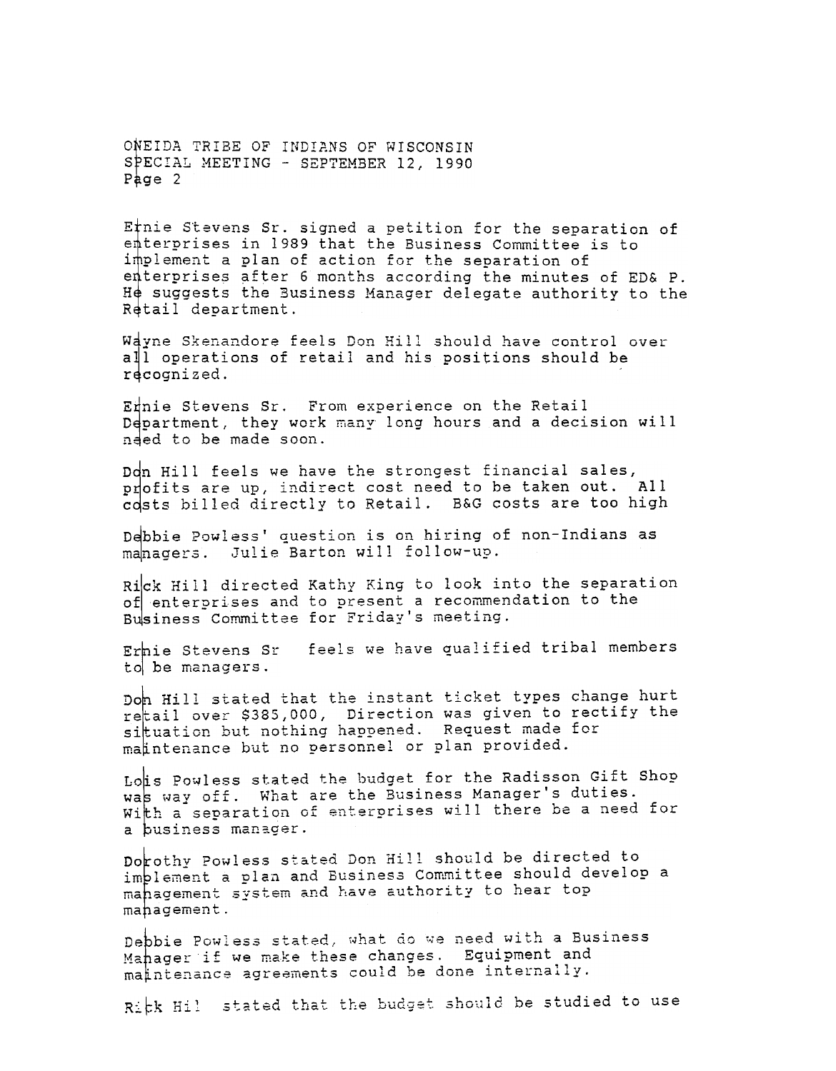Ernie Stevens Sr. signed a petition for the separation of enterprises in 1989 that the Business Committee is to implement a plan of action for the separation of enterprises after 6 months according the minutes of ED& P. He suggests the Business Manager delegate authority to the Retail department.

Wayne Skenandore feels Don Hill should have control over all operations of retail and his positions should be recognized.

Ernie Stevens Sr. From experience on the Retail Department, they work many long hours and a decision will need to be made soon.

Don Hill feels we have the strongest financial sales, profits are up, indirect cost need to be taken out. All costs billed directly to Retail. B&G costs are too high

Debbie Powless' question is on hiring of non-Indians as managers. Julie Barton will follow-up.

Rick Hill directed Kathy King to look into the separation of enterprises and to present a recommendation to the Business Committee for Friday's meeting.

Ernie Stevens Sr feels we have qualified tribal members to be managers.

Don Hill stated that the instant ticket types change hurt retail over $385,000, Direction was given to rectify the situation but nothing happened. Request made for maintenance but no personnel or plan provided.

Lois Powless stated the budget for the Radisson Gift Shop was way off. What are the Business Manager's duties. With a separation of enterprises will there be a need for a business manager.

Dorothy Powless stated Don Hill should be directed to implement a plan and Business Committee should develop a management system and have authority to hear top management.

Debbie Powless stated, what do we need with a Business Manager if we make these changes. Equipment and maintenance agreements could be done internally.

Rick Hil stated that the budget should be studied to use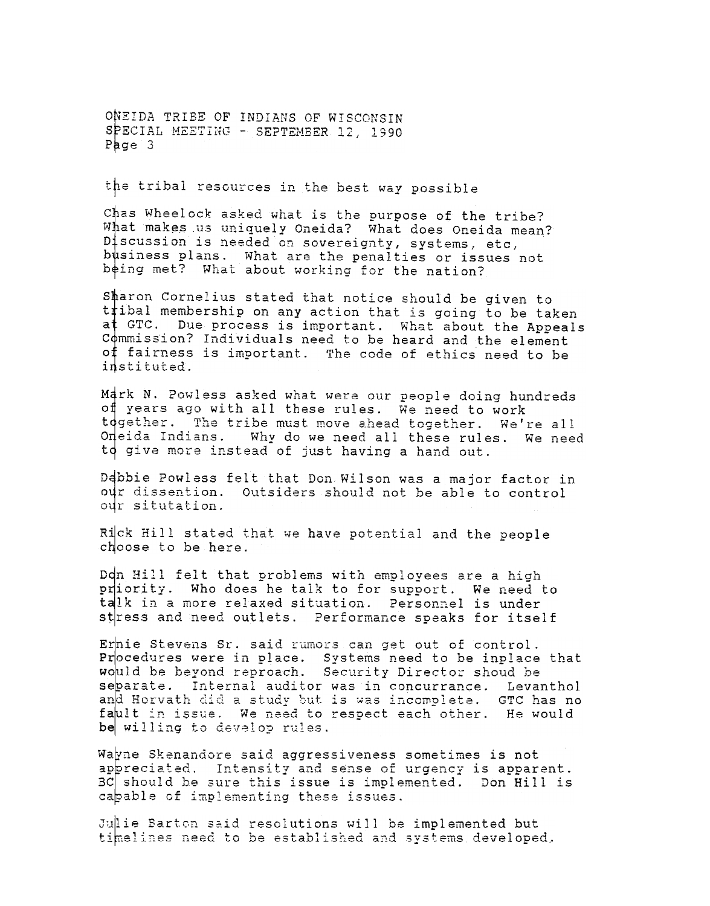the tribal resources in the best way possible

Chas Wheelock asked what is the purpose of the tribe? What makes us uniquely Oneida? What does Oneida mean? Discussion is needed on sovereignty, systems, etc, business plans. What are the penalties or issues not being met? What about working for the nation?

Sharon Cornelius stated that notice should be given to tribal membership on any action that is going to be taken at GTC. Due process is important. What about the Appeals Commission? Individuals need to be heard and the element of fairness is important. The code of ethics need to be instituted.

Mark N. Powless asked what were our people doing hundreds of years ago with all these rules. We need to work together. The tribe must move ahead together. We're all Oneida Indians. Why do we need all these rules. We need to give more instead of just having a hand out.

Debbie Powless felt that Don Wilson was a major factor in our dissention. Outsiders should not be able to control our situtation.

Rick Hill stated that we have potential and the people choose to be here.

Don Hill felt that problems with employees are a high priority. Who does he talk to for support. We need to talk in a more relaxed situation. Personnel is under stress and need outlets. Performance speaks for itself

Ernie Stevens Sr. said rumors can get out of control. Procedures were in place. Systems need to be inplace that would be beyond reproach. Security Director shoud be separate. Internal auditor was in concurrance. Levanthol and Horvath did a study but is was incomplete. GTC has no fault in issue. We need to respect each other. He would be willing to develop rules.

Wayne Skenandore said aggressiveness sometimes is not appreciated. Intensity and sense of urgency is apparent. BC should be sure this issue is implemented. Don Hill is capable of implementing these issues.

Julie Barton said resolutions will be implemented but timelines need to be established and systems developed.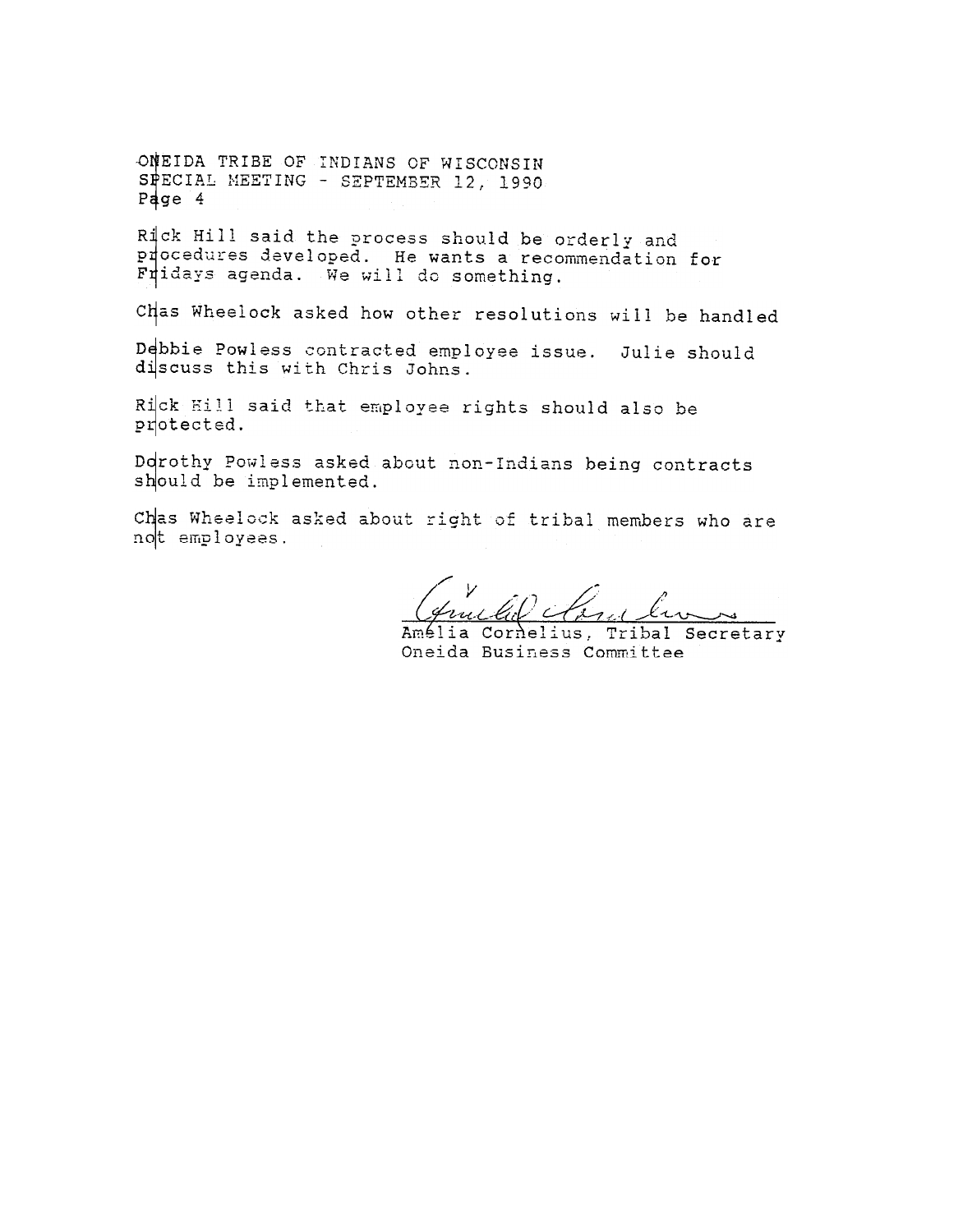ONEIDA TRIBE OF INDIANS OF WISCONSIN
SPECIAL MEETING - SEPTEMBER 12, 1990

Rick Hill said the process should be orderly and procedures developed. He wants a recommendation for Fridays agenda. We will do something.

Chas Wheelock asked how other resolutions will be handled

Debbie Powless contracted employee issue. Julie should discuss this with Chris Johns.

Rick Hill said that employee rights should also be protected.

Dorothy Powless asked about non-Indians being contracts should be implemented.

Chas Wheelock asked about right of tribal members who are not employees.

Amelia Cornelius, Tribal Secretary
Oneida Business Committee